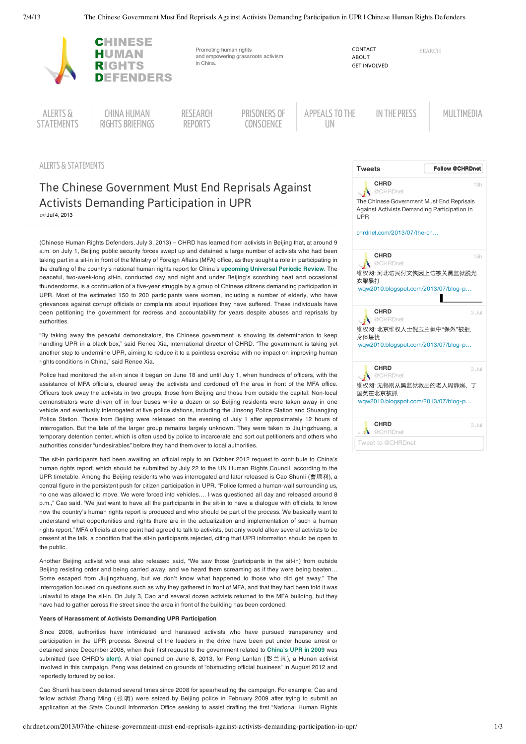# CHINESE HUMAN RIGHTS DEFENDERS

Promoting human rights and empowering grassroots activism in China.

CONTACT
ABOUT
GET INVOLVED

SEARCH

ALERTS & STATEMENTS | CHINA HUMAN RIGHTS BRIEFINGS | RESEARCH REPORTS | PRISONERS OF CONSCIENCE | APPEALS TO THE UN | IN THE PRESS | MULTIMEDIA

ALERTS & STATEMENTS

## The Chinese Government Must End Reprisals Against Activists Demanding Participation in UPR

*on* Jul 4, 2013

(Chinese Human Rights Defenders, July 3, 2013) – CHRD has learned from activists in Beijing that, at around 9 a.m. on July 1, Beijing public security forces swept up and detained a large number of activists who had been taking part in a sit-in in front of the Ministry of Foreign Affairs (MFA) office, as they sought a role in participating in the drafting of the country's national human rights report for China's **upcoming Universal Periodic Review**. The peaceful, two-week-long sit-in, conducted day and night and under Beijing's scorching heat and occasional thunderstorms, is a continuation of a five-year struggle by a group of Chinese citizens demanding participation in UPR. Most of the estimated 150 to 200 participants were women, including a number of elderly, who have grievances against corrupt officials or complaints about injustices they have suffered. These individuals have been petitioning the government for redress and accountability for years despite abuses and reprisals by authorities.

"By taking away the peaceful demonstrators, the Chinese government is showing its determination to keep handling UPR in a black box," said Renee Xia, international director of CHRD. "The government is taking yet another step to undermine UPR, aiming to reduce it to a pointless exercise with no impact on improving human rights conditions in China," said Renee Xia.

Police had monitored the sit-in since it began on June 18 and until July 1, when hundreds of officers, with the assistance of MFA officials, cleared away the activists and cordoned off the area in front of the MFA office. Officers took away the activists in two groups, those from Beijing and those from outside the capital. Non-local demonstrators were driven off in four buses while a dozen or so Beijing residents were taken away in one vehicle and eventually interrogated at five police stations, including the Jinsong Police Station and Shuangjing Police Station. Those from Beijing were released on the evening of July 1 after approximately 12 hours of interrogation. But the fate of the larger group remains largely unknown. They were taken to Jiujingzhuang, a temporary detention center, which is often used by police to incarcerate and sort out petitioners and others who authorities consider "undesirables" before they hand them over to local authorities.

The sit-in participants had been awaiting an official reply to an October 2012 request to contribute to China's human rights report, which should be submitted by July 22 to the UN Human Rights Council, according to the UPR timetable. Among the Beijing residents who was interrogated and later released is Cao Shunli (曹顺利), a central figure in the persistent push for citizen participation in UPR. "Police formed a human-wall surrounding us, no one was allowed to move. We were forced into vehicles.… I was questioned all day and released around 8 p.m.," Cao said. "We just want to have all the participants in the sit-in to have a dialogue with officials, to know how the country's human rights report is produced and who should be part of the process. We basically want to understand what opportunities and rights there are in the actualization and implementation of such a human rights report." MFA officials at one point had agreed to talk to activists, but only would allow several activists to be present at the talk, a condition that the sit-in participants rejected, citing that UPR information should be open to the public.

Another Beijing activist who was also released said, "We saw those (participants in the sit-in) from outside Beijing resisting order and being carried away, and we heard them screaming as if they were being beaten… Some escaped from Jiujingzhuang, but we don't know what happened to those who did get away." The interrogation focused on questions such as why they gathered in front of MFA, and that they had been told it was unlawful to stage the sit-in. On July 3, Cao and several dozen activists returned to the MFA building, but they have had to gather across the street since the area in front of the building has been cordoned.

**Years of Harassment of Activists Demanding UPR Participation**

Since 2008, authorities have intimidated and harassed activists who have pursued transparency and participation in the UPR process. Several of the leaders in the drive have been put under house arrest or detained since December 2008, when their first request to the government related to **China's UPR in 2009** was submitted (see CHRD's **alert**). A trial opened on June 8, 2013, for Peng Lanlan (彭兰兰), a Hunan activist involved in this campaign. Peng was detained on grounds of "obstructing official business" in August 2012 and reportedly tortured by police.

Cao Shunli has been detained several times since 2008 for spearheading the campaign. For example, Cao and fellow activist Zhang Ming (张明) were seized by Beijing police in February 2009 after trying to submit an application at the State Council Information Office seeking to assist drafting the first "National Human Rights

---

**Tweets** | Follow @CHRDnet

CHRD @CHRDnet · 13h
The Chinese Government Must End Reprisals Against Activists Demanding Participation in UPR
chrdnet.com/2013/07/the-ch…

CHRD @CHRDnet · 15h
维权网: 河北访民付文侠因上访被关黑监狱脱光衣服暴打
wqw2010.blogspot.com/2013/07/blog-p…

CHRD @CHRDnet · 3 Jul
维权网: 北京维权人士倪玉兰三狱中"保外"被拒，身体堪忧
wqw2010.blogspot.com/2013/07/blog-p…

CHRD @CHRDnet · 3 Jul
维权网: 无锡刚从黑监狱救出的老人周静娟、丁国英在北京被抓
wqw2010.blogspot.com/2013/07/blog-p…

CHRD @CHRDnet · 3 Jul

Tweet to @CHRDnet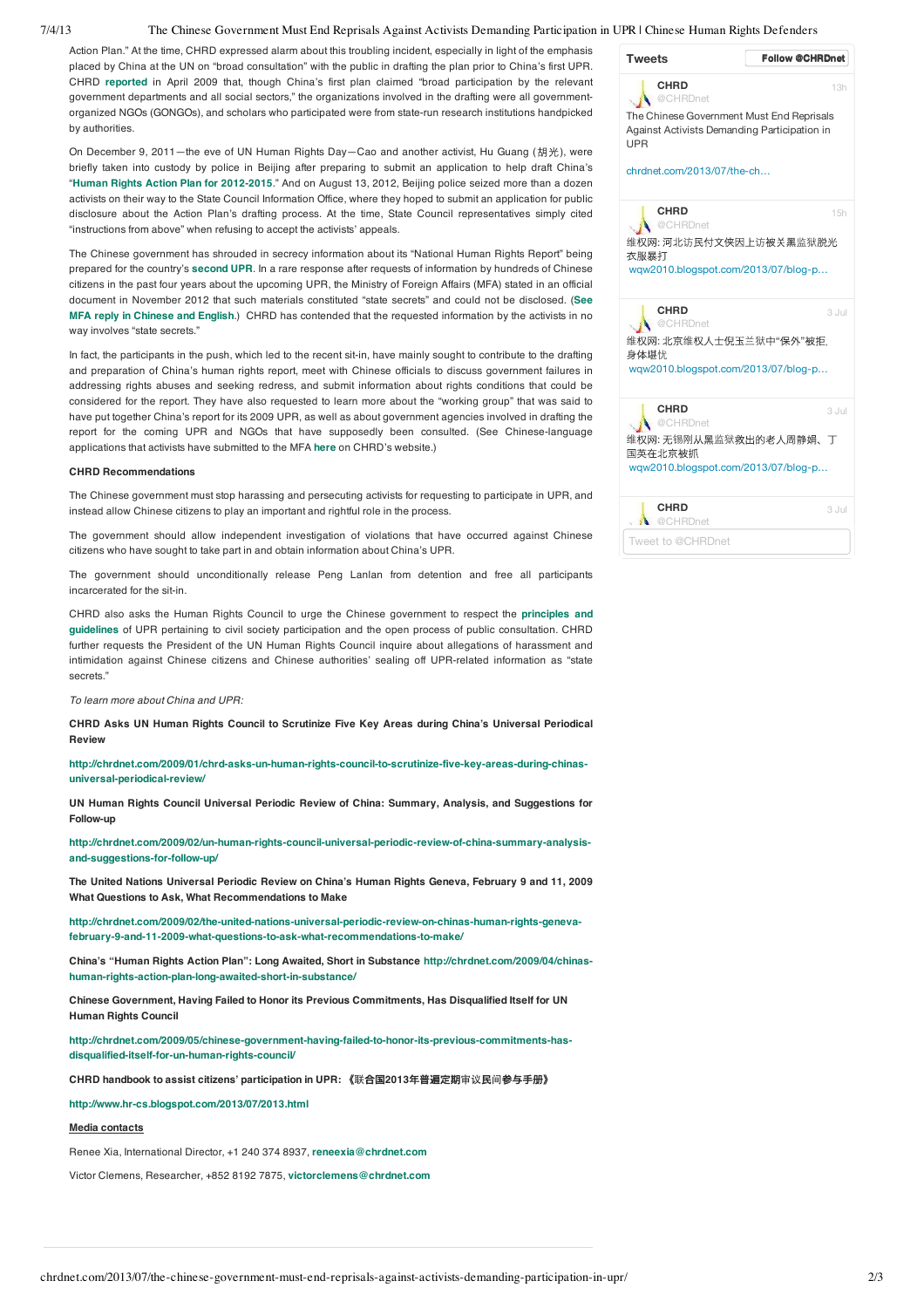Action Plan." At the time, CHRD expressed alarm about this troubling incident, especially in light of the emphasis placed by China at the UN on "broad consultation" with the public in drafting the plan prior to China's first UPR. CHRD **reported** in April 2009 that, though China's first plan claimed "broad participation by the relevant government departments and all social sectors," the organizations involved in the drafting were all government-organized NGOs (GONGOs), and scholars who participated were from state-run research institutions handpicked by authorities.

On December 9, 2011—the eve of UN Human Rights Day—Cao and another activist, Hu Guang (胡光), were briefly taken into custody by police in Beijing after preparing to submit an application to help draft China's "**Human Rights Action Plan for 2012-2015**." And on August 13, 2012, Beijing police seized more than a dozen activists on their way to the State Council Information Office, where they hoped to submit an application for public disclosure about the Action Plan's drafting process. At the time, State Council representatives simply cited "instructions from above" when refusing to accept the activists' appeals.

The Chinese government has shrouded in secrecy information about its "National Human Rights Report" being prepared for the country's **second UPR**. In a rare response after requests of information by hundreds of Chinese citizens in the past four years about the upcoming UPR, the Ministry of Foreign Affairs (MFA) stated in an official document in November 2012 that such materials constituted "state secrets" and could not be disclosed. (**See MFA reply in Chinese and English**.) CHRD has contended that the requested information by the activists in no way involves "state secrets."

In fact, the participants in the push, which led to the recent sit-in, have mainly sought to contribute to the drafting and preparation of China's human rights report, meet with Chinese officials to discuss government failures in addressing rights abuses and seeking redress, and submit information about rights conditions that could be considered for the report. They have also requested to learn more about the "working group" that was said to have put together China's report for its 2009 UPR, as well as about government agencies involved in drafting the report for the coming UPR and NGOs that have supposedly been consulted. (See Chinese-language applications that activists have submitted to the MFA **here** on CHRD's website.)

**CHRD Recommendations**

The Chinese government must stop harassing and persecuting activists for requesting to participate in UPR, and instead allow Chinese citizens to play an important and rightful role in the process.

The government should allow independent investigation of violations that have occurred against Chinese citizens who have sought to take part in and obtain information about China's UPR.

The government should unconditionally release Peng Lanlan from detention and free all participants incarcerated for the sit-in.

CHRD also asks the Human Rights Council to urge the Chinese government to respect the **principles and guidelines** of UPR pertaining to civil society participation and the open process of public consultation. CHRD further requests the President of the UN Human Rights Council inquire about allegations of harassment and intimidation against Chinese citizens and Chinese authorities' sealing off UPR-related information as "state secrets."

*To learn more about China and UPR:*

**CHRD Asks UN Human Rights Council to Scrutinize Five Key Areas during China's Universal Periodical Review**

http://chrdnet.com/2009/01/chrd-asks-un-human-rights-council-to-scrutinize-five-key-areas-during-chinas-universal-periodical-review/

**UN Human Rights Council Universal Periodic Review of China: Summary, Analysis, and Suggestions for Follow-up**

http://chrdnet.com/2009/02/un-human-rights-council-universal-periodic-review-of-china-summary-analysis-and-suggestions-for-follow-up/

**The United Nations Universal Periodic Review on China's Human Rights Geneva, February 9 and 11, 2009 What Questions to Ask, What Recommendations to Make**

http://chrdnet.com/2009/02/the-united-nations-universal-periodic-review-on-chinas-human-rights-geneva-february-9-and-11-2009-what-questions-to-ask-what-recommendations-to-make/

**China's "Human Rights Action Plan": Long Awaited, Short in Substance** http://chrdnet.com/2009/04/chinas-human-rights-action-plan-long-awaited-short-in-substance/

**Chinese Government, Having Failed to Honor its Previous Commitments, Has Disqualified Itself for UN Human Rights Council**

http://chrdnet.com/2009/05/chinese-government-having-failed-to-honor-its-previous-commitments-has-disqualified-itself-for-un-human-rights-council/

**CHRD handbook to assist citizens' participation in UPR: 《联合国2013年普遍定期审议民间参与手册》**

http://www.hr-cs.blogspot.com/2013/07/2013.html

**Media contacts**

Renee Xia, International Director, +1 240 374 8937, reneexia@chrdnet.com

Victor Clemens, Researcher, +852 8192 7875, victorclemens@chrdnet.com

Tweets — Follow @CHRDnet

CHRD @CHRDnet 13h
The Chinese Government Must End Reprisals Against Activists Demanding Participation in UPR
chrdnet.com/2013/07/the-ch...

CHRD @CHRDnet 15h
维权网: 河北访民付文侠因上访被关黑监狱脱光衣服暴打
wqw2010.blogspot.com/2013/07/blog-p...

CHRD @CHRDnet 3 Jul
维权网: 北京维权人士倪玉兰狱中"保外"被拒, 身体堪忧
wqw2010.blogspot.com/2013/07/blog-p...

CHRD @CHRDnet 3 Jul
维权网: 无锡刚从黑监狱救出的老人周静娟、丁国英在北京被抓
wqw2010.blogspot.com/2013/07/blog-p...

CHRD @CHRDnet 3 Jul

Tweet to @CHRDnet